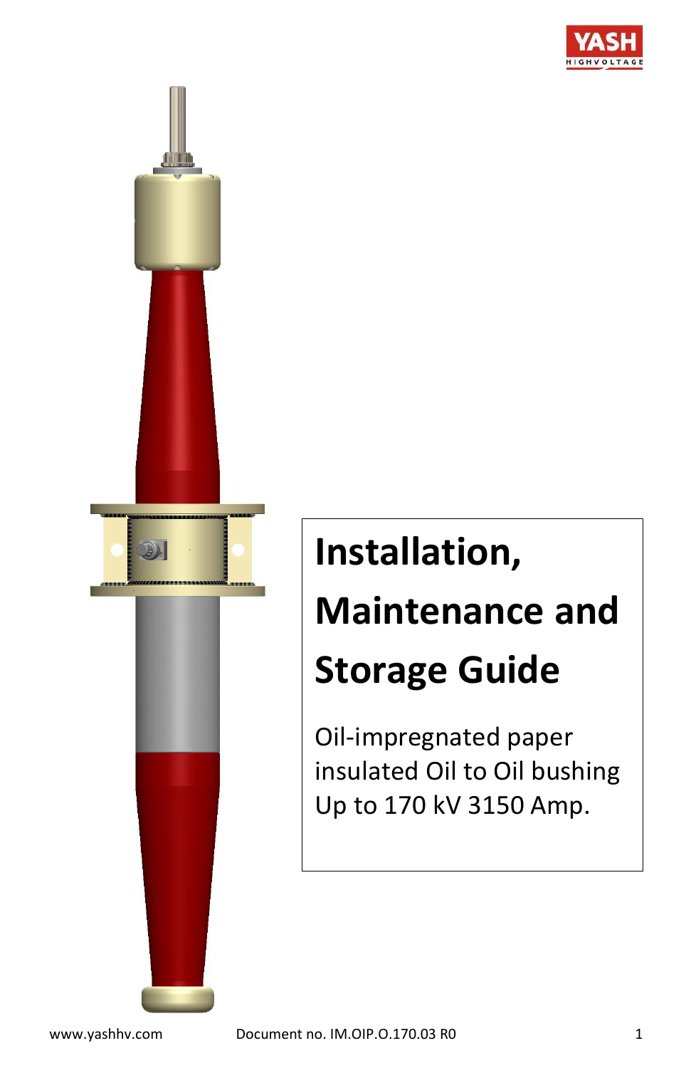YASH HIGHVOLTAGE

# Installation, Maintenance and Storage Guide

Oil-impregnated paper insulated Oil to Oil bushing Up to 170 kV 3150 Amp.

www.yashhv.com

Document no. IM.OIP.O.170.03 R0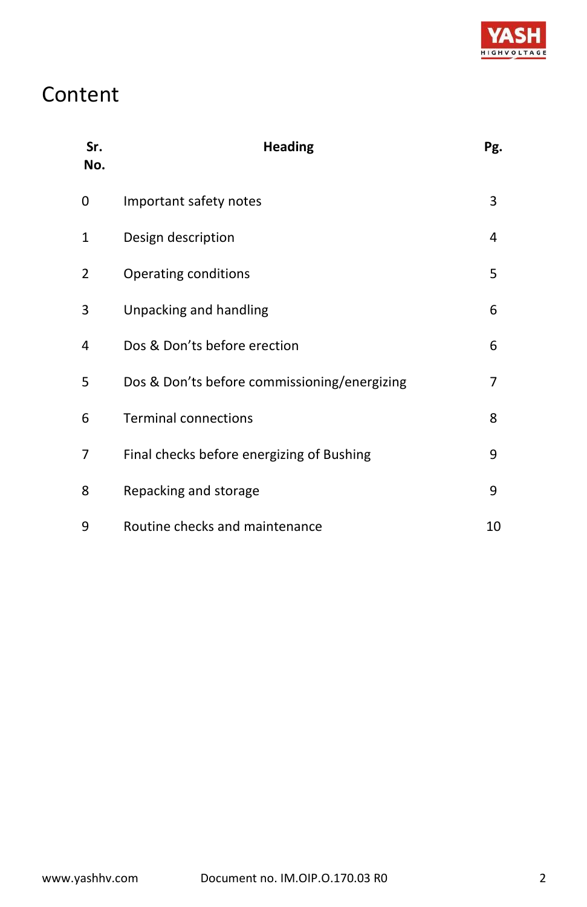# Content

| Sr. No. | Heading | Pg. |
|---|---|---|
| 0 | Important safety notes | 3 |
| 1 | Design description | 4 |
| 2 | Operating conditions | 5 |
| 3 | Unpacking and handling | 6 |
| 4 | Dos & Don'ts before erection | 6 |
| 5 | Dos & Don'ts before commissioning/energizing | 7 |
| 6 | Terminal connections | 8 |
| 7 | Final checks before energizing of Bushing | 9 |
| 8 | Repacking and storage | 9 |
| 9 | Routine checks and maintenance | 10 |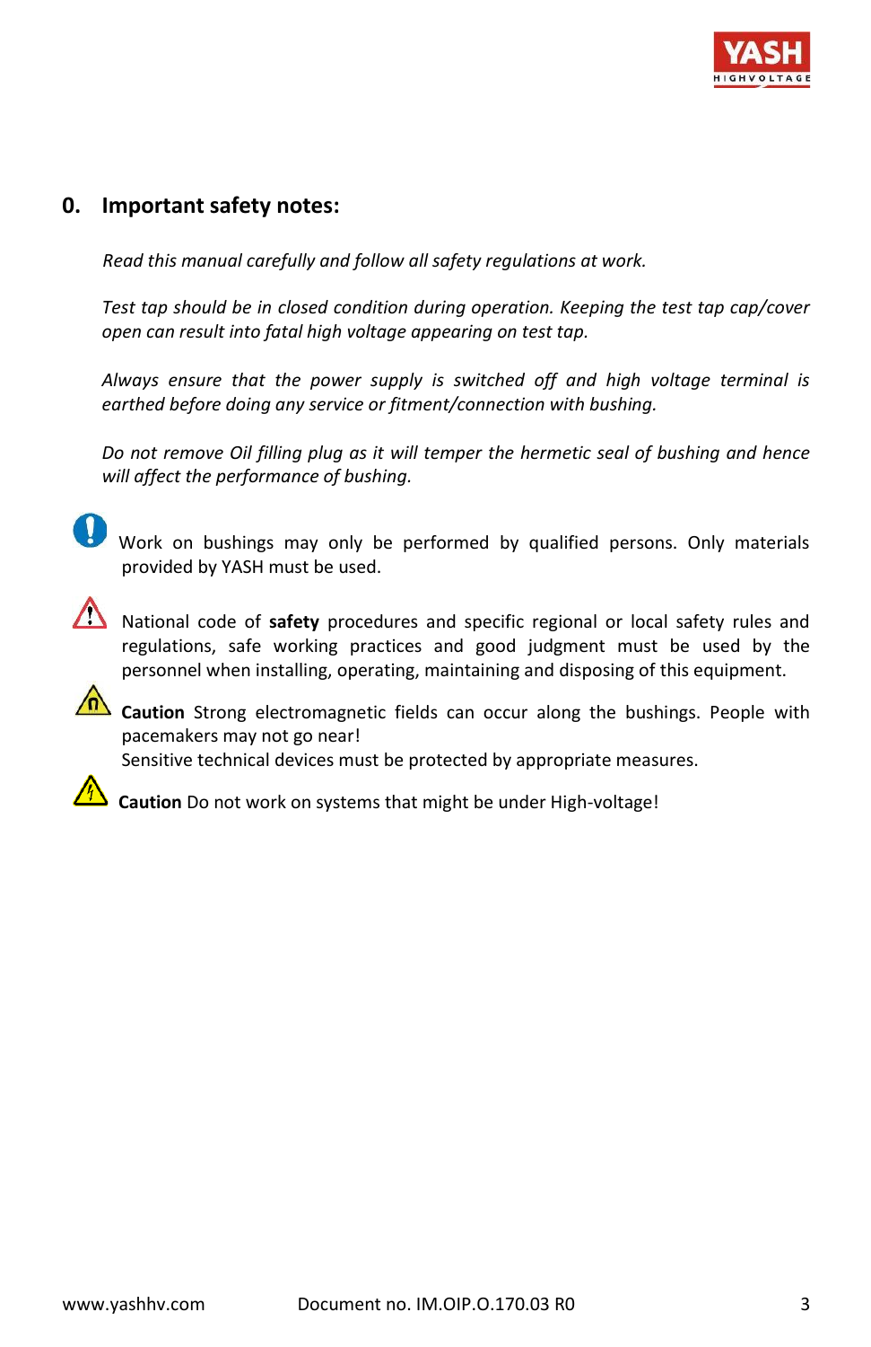## 0. Important safety notes:

*Read this manual carefully and follow all safety regulations at work.*

*Test tap should be in closed condition during operation. Keeping the test tap cap/cover open can result into fatal high voltage appearing on test tap.*

*Always ensure that the power supply is switched off and high voltage terminal is earthed before doing any service or fitment/connection with bushing.*

*Do not remove Oil filling plug as it will temper the hermetic seal of bushing and hence will affect the performance of bushing.*

Work on bushings may only be performed by qualified persons. Only materials provided by YASH must be used.

National code of **safety** procedures and specific regional or local safety rules and regulations, safe working practices and good judgment must be used by the personnel when installing, operating, maintaining and disposing of this equipment.

**Caution** Strong electromagnetic fields can occur along the bushings. People with pacemakers may not go near!
Sensitive technical devices must be protected by appropriate measures.

**Caution** Do not work on systems that might be under High-voltage!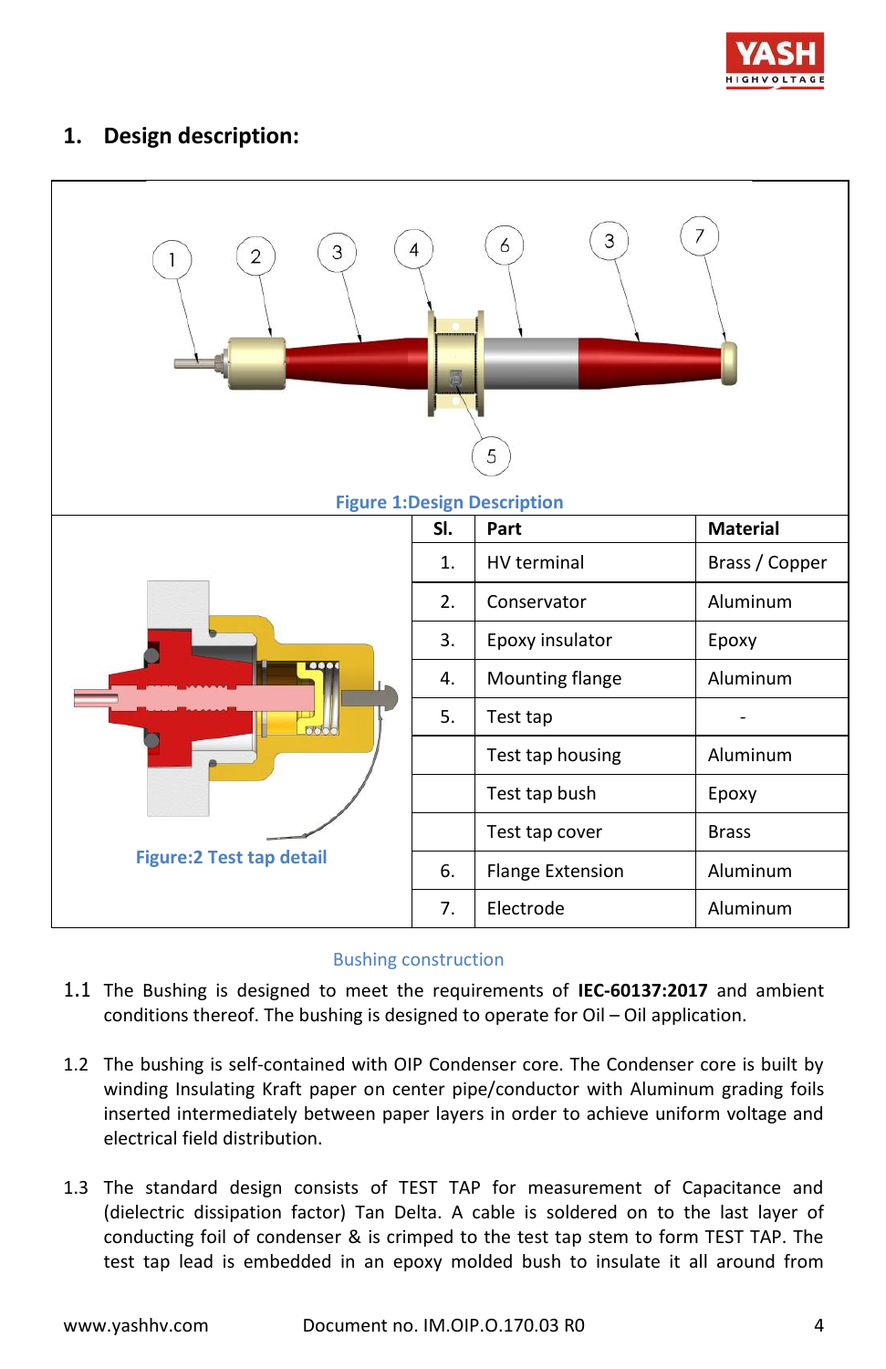## 1. Design description:

Figure 1:Design Description

Figure:2 Test tap detail

| Sl. | Part | Material |
|---|---|---|
| 1. | HV terminal | Brass / Copper |
| 2. | Conservator | Aluminum |
| 3. | Epoxy insulator | Epoxy |
| 4. | Mounting flange | Aluminum |
| 5. | Test tap | - |
| | Test tap housing | Aluminum |
| | Test tap bush | Epoxy |
| | Test tap cover | Brass |
| 6. | Flange Extension | Aluminum |
| 7. | Electrode | Aluminum |

Bushing construction

1.1 The Bushing is designed to meet the requirements of **IEC-60137:2017** and ambient conditions thereof. The bushing is designed to operate for Oil – Oil application.

1.2 The bushing is self-contained with OIP Condenser core. The Condenser core is built by winding Insulating Kraft paper on center pipe/conductor with Aluminum grading foils inserted intermediately between paper layers in order to achieve uniform voltage and electrical field distribution.

1.3 The standard design consists of TEST TAP for measurement of Capacitance and (dielectric dissipation factor) Tan Delta. A cable is soldered on to the last layer of conducting foil of condenser & is crimped to the test tap stem to form TEST TAP. The test tap lead is embedded in an epoxy molded bush to insulate it all around from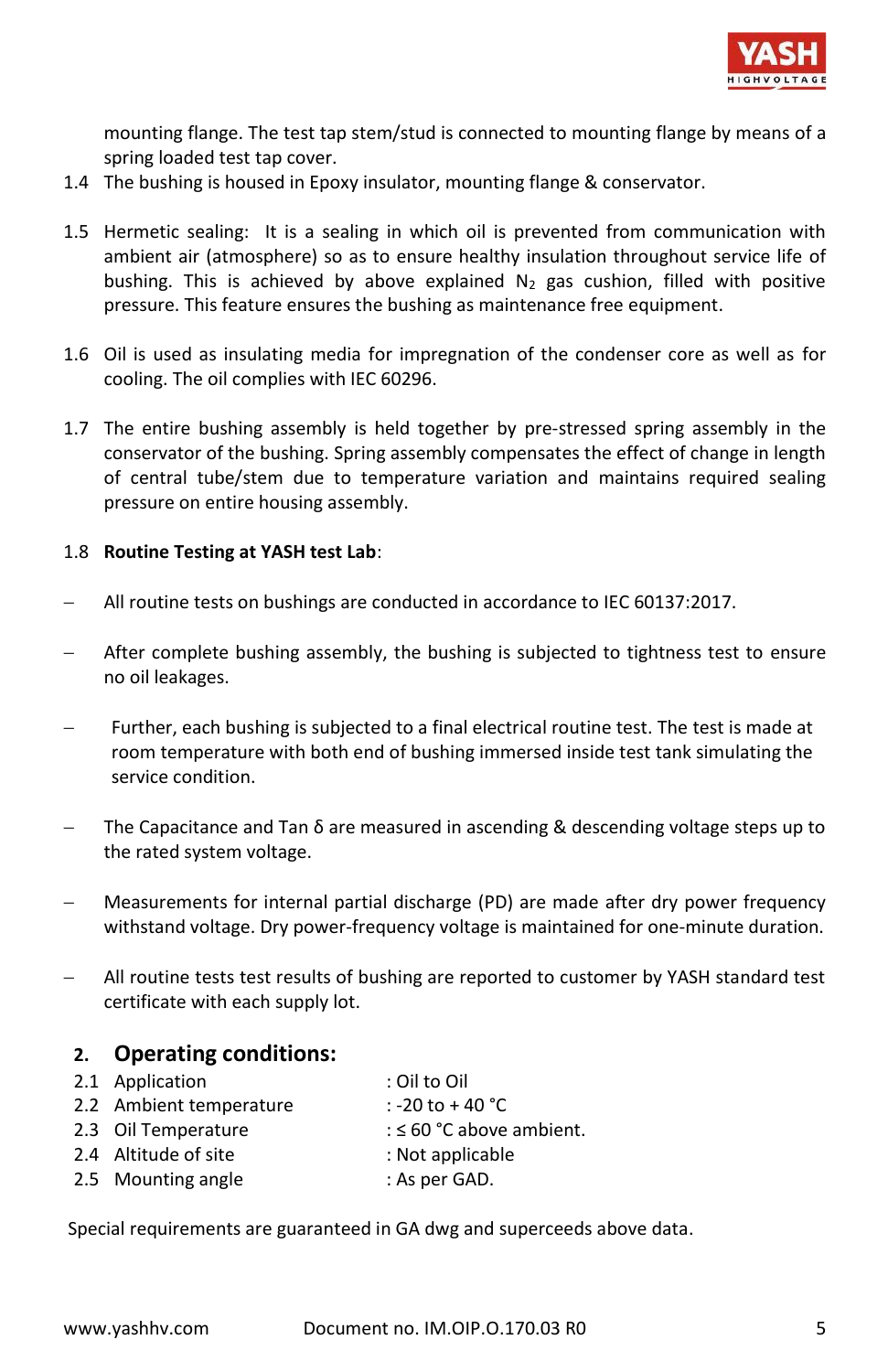mounting flange. The test tap stem/stud is connected to mounting flange by means of a spring loaded test tap cover.

1.4 The bushing is housed in Epoxy insulator, mounting flange & conservator.

1.5 Hermetic sealing: It is a sealing in which oil is prevented from communication with ambient air (atmosphere) so as to ensure healthy insulation throughout service life of bushing. This is achieved by above explained $N_2$ gas cushion, filled with positive pressure. This feature ensures the bushing as maintenance free equipment.

1.6 Oil is used as insulating media for impregnation of the condenser core as well as for cooling. The oil complies with IEC 60296.

1.7 The entire bushing assembly is held together by pre-stressed spring assembly in the conservator of the bushing. Spring assembly compensates the effect of change in length of central tube/stem due to temperature variation and maintains required sealing pressure on entire housing assembly.

1.8 **Routine Testing at YASH test Lab**:

- All routine tests on bushings are conducted in accordance to IEC 60137:2017.
- After complete bushing assembly, the bushing is subjected to tightness test to ensure no oil leakages.
- Further, each bushing is subjected to a final electrical routine test. The test is made at room temperature with both end of bushing immersed inside test tank simulating the service condition.
- The Capacitance and Tan δ are measured in ascending & descending voltage steps up to the rated system voltage.
- Measurements for internal partial discharge (PD) are made after dry power frequency withstand voltage. Dry power-frequency voltage is maintained for one-minute duration.
- All routine tests test results of bushing are reported to customer by YASH standard test certificate with each supply lot.

## 2. Operating conditions:

| | | |
|---|---|---|
| 2.1 | Application | : Oil to Oil |
| 2.2 | Ambient temperature | : -20 to + 40 °C |
| 2.3 | Oil Temperature | : ≤ 60 °C above ambient. |
| 2.4 | Altitude of site | : Not applicable |
| 2.5 | Mounting angle | : As per GAD. |

Special requirements are guaranteed in GA dwg and superceeds above data.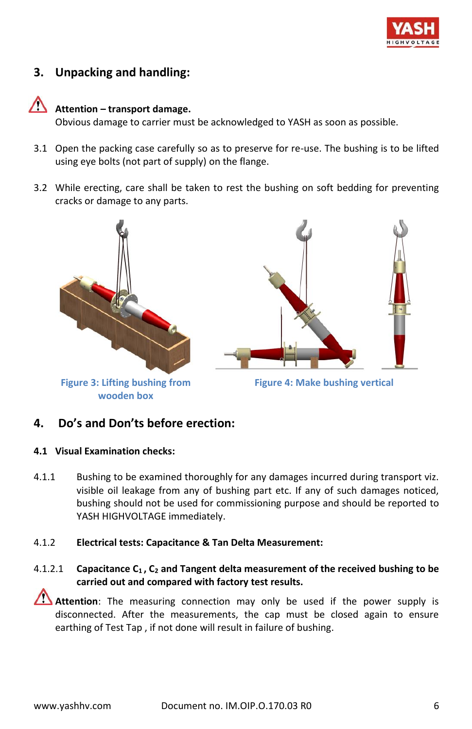## 3. Unpacking and handling:

**Attention – transport damage.**
Obvious damage to carrier must be acknowledged to YASH as soon as possible.

3.1 Open the packing case carefully so as to preserve for re-use. The bushing is to be lifted using eye bolts (not part of supply) on the flange.

3.2 While erecting, care shall be taken to rest the bushing on soft bedding for preventing cracks or damage to any parts.

**Figure 3: Lifting bushing from wooden box**

**Figure 4: Make bushing vertical**

## 4. Do's and Don'ts before erection:

### 4.1 Visual Examination checks:

4.1.1 Bushing to be examined thoroughly for any damages incurred during transport viz. visible oil leakage from any of bushing part etc. If any of such damages noticed, bushing should not be used for commissioning purpose and should be reported to YASH HIGHVOLTAGE immediately.

4.1.2 **Electrical tests: Capacitance & Tan Delta Measurement:**

4.1.2.1 **Capacitance $C_1$, $C_2$ and Tangent delta measurement of the received bushing to be carried out and compared with factory test results.**

**Attention**: The measuring connection may only be used if the power supply is disconnected. After the measurements, the cap must be closed again to ensure earthing of Test Tap , if not done will result in failure of bushing.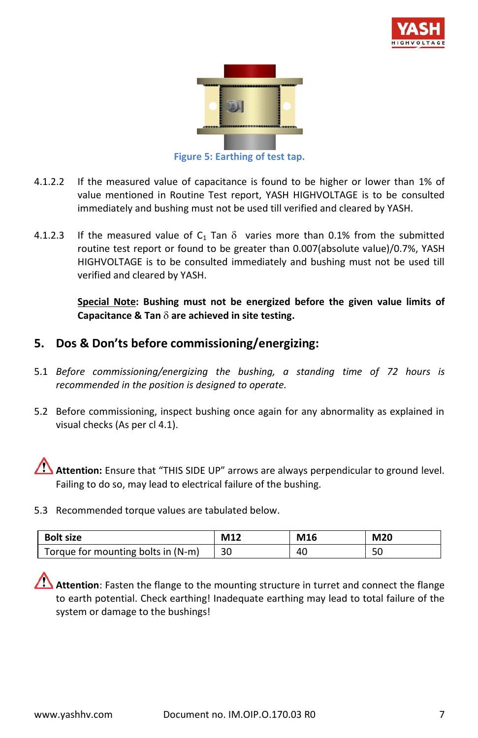Figure 5: Earthing of test tap.

4.1.2.2 If the measured value of capacitance is found to be higher or lower than 1% of value mentioned in Routine Test report, YASH HIGHVOLTAGE is to be consulted immediately and bushing must not be used till verified and cleared by YASH.

4.1.2.3 If the measured value of $C_1$ Tan $\delta$ varies more than 0.1% from the submitted routine test report or found to be greater than 0.007(absolute value)/0.7%, YASH HIGHVOLTAGE is to be consulted immediately and bushing must not be used till verified and cleared by YASH.

**Special Note: Bushing must not be energized before the given value limits of Capacitance & Tan $\delta$ are achieved in site testing.**

## 5. Dos & Don'ts before commissioning/energizing:

5.1 *Before commissioning/energizing the bushing, a standing time of 72 hours is recommended in the position is designed to operate.*

5.2 Before commissioning, inspect bushing once again for any abnormality as explained in visual checks (As per cl 4.1).

**Attention:** Ensure that "THIS SIDE UP" arrows are always perpendicular to ground level. Failing to do so, may lead to electrical failure of the bushing.

5.3 Recommended torque values are tabulated below.

| Bolt size | M12 | M16 | M20 |
|---|---|---|---|
| Torque for mounting bolts in (N-m) | 30 | 40 | 50 |

**Attention**: Fasten the flange to the mounting structure in turret and connect the flange to earth potential. Check earthing! Inadequate earthing may lead to total failure of the system or damage to the bushings!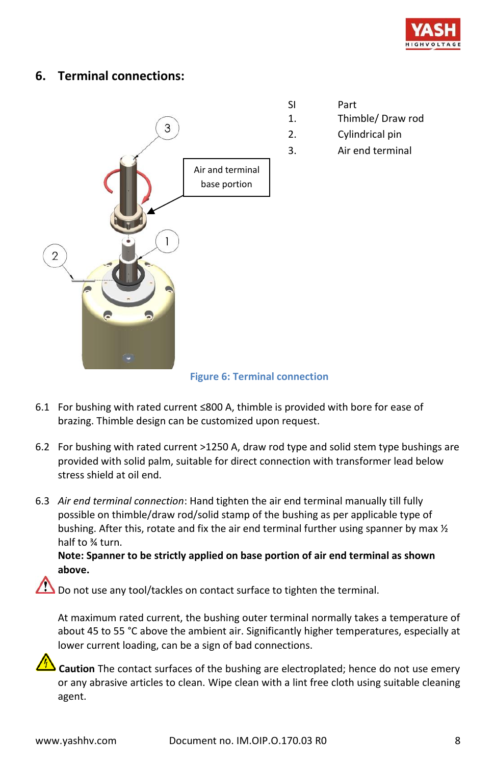## 6. Terminal connections:

| Sl | Part |
|---|---|
| 1. | Thimble/ Draw rod |
| 2. | Cylindrical pin |
| 3. | Air end terminal |

Air and terminal base portion

Figure 6: Terminal connection

6.1 For bushing with rated current ≤800 A, thimble is provided with bore for ease of brazing. Thimble design can be customized upon request.

6.2 For bushing with rated current >1250 A, draw rod type and solid stem type bushings are provided with solid palm, suitable for direct connection with transformer lead below stress shield at oil end.

6.3 *Air end terminal connection*: Hand tighten the air end terminal manually till fully possible on thimble/draw rod/solid stamp of the bushing as per applicable type of bushing. After this, rotate and fix the air end terminal further using spanner by max ½ half to ¾ turn.

**Note: Spanner to be strictly applied on base portion of air end terminal as shown above.**

Do not use any tool/tackles on contact surface to tighten the terminal.

At maximum rated current, the bushing outer terminal normally takes a temperature of about 45 to 55 °C above the ambient air. Significantly higher temperatures, especially at lower current loading, can be a sign of bad connections.

**Caution** The contact surfaces of the bushing are electroplated; hence do not use emery or any abrasive articles to clean. Wipe clean with a lint free cloth using suitable cleaning agent.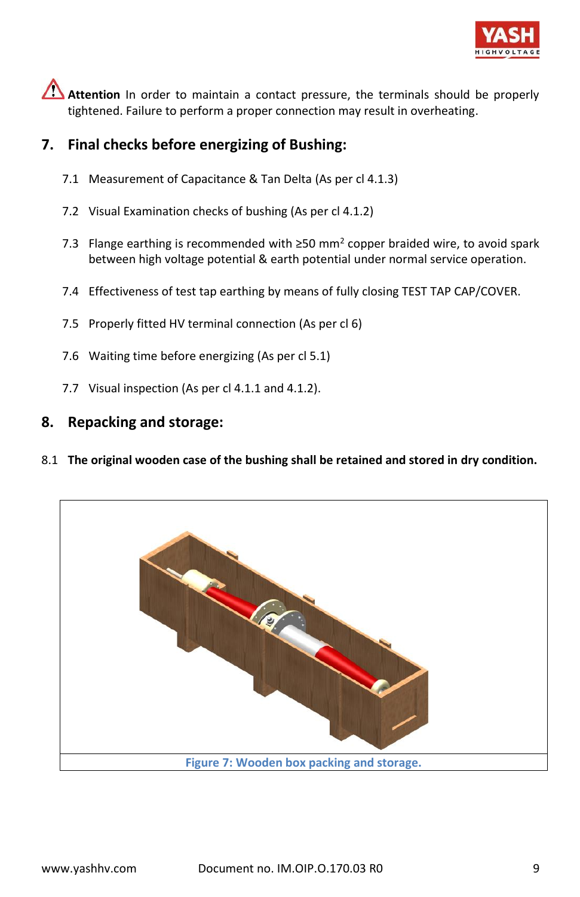⚠ **Attention** In order to maintain a contact pressure, the terminals should be properly tightened. Failure to perform a proper connection may result in overheating.

## 7. Final checks before energizing of Bushing:

7.1 Measurement of Capacitance & Tan Delta (As per cl 4.1.3)

7.2 Visual Examination checks of bushing (As per cl 4.1.2)

7.3 Flange earthing is recommended with ≥50 $mm^2$ copper braided wire, to avoid spark between high voltage potential & earth potential under normal service operation.

7.4 Effectiveness of test tap earthing by means of fully closing TEST TAP CAP/COVER.

7.5 Properly fitted HV terminal connection (As per cl 6)

7.6 Waiting time before energizing (As per cl 5.1)

7.7 Visual inspection (As per cl 4.1.1 and 4.1.2).

## 8. Repacking and storage:

8.1 **The original wooden case of the bushing shall be retained and stored in dry condition.**

Figure 7: Wooden box packing and storage.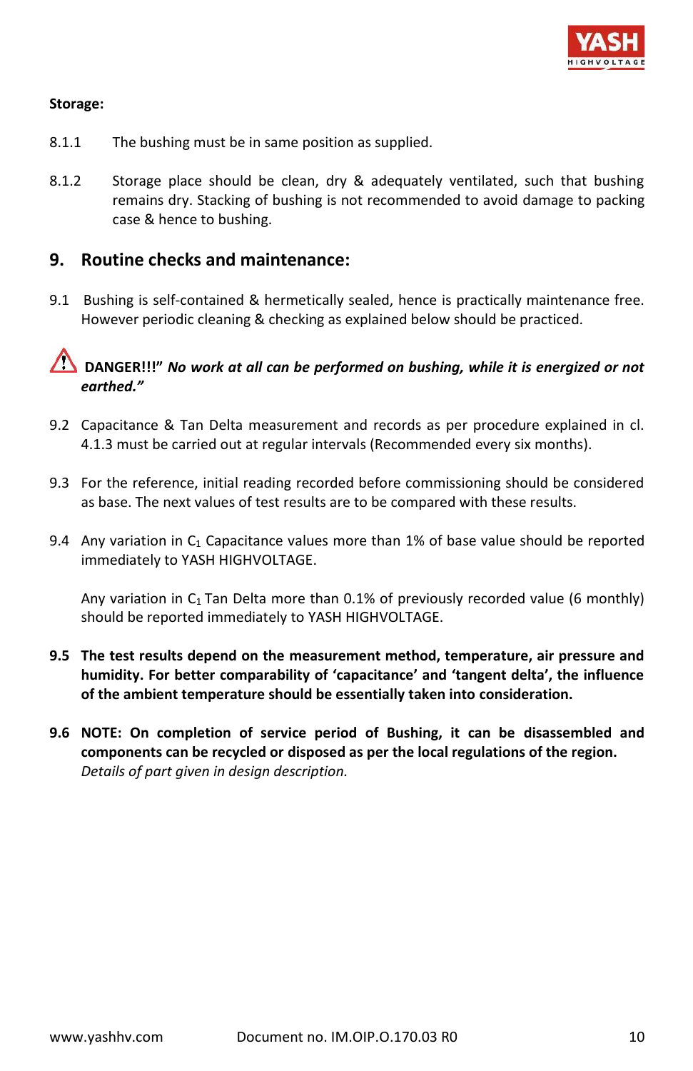**Storage:**

8.1.1 The bushing must be in same position as supplied.

8.1.2 Storage place should be clean, dry & adequately ventilated, such that bushing remains dry. Stacking of bushing is not recommended to avoid damage to packing case & hence to bushing.

## 9. Routine checks and maintenance:

9.1 Bushing is self-contained & hermetically sealed, hence is practically maintenance free. However periodic cleaning & checking as explained below should be practiced.

⚠ **DANGER!!!"** ***No work at all can be performed on bushing, while it is energized or not earthed."***

9.2 Capacitance & Tan Delta measurement and records as per procedure explained in cl. 4.1.3 must be carried out at regular intervals (Recommended every six months).

9.3 For the reference, initial reading recorded before commissioning should be considered as base. The next values of test results are to be compared with these results.

9.4 Any variation in $C_1$ Capacitance values more than 1% of base value should be reported immediately to YASH HIGHVOLTAGE.

Any variation in $C_1$ Tan Delta more than 0.1% of previously recorded value (6 monthly) should be reported immediately to YASH HIGHVOLTAGE.

**9.5 The test results depend on the measurement method, temperature, air pressure and humidity. For better comparability of 'capacitance' and 'tangent delta', the influence of the ambient temperature should be essentially taken into consideration.**

**9.6 NOTE: On completion of service period of Bushing, it can be disassembled and components can be recycled or disposed as per the local regulations of the region.** *Details of part given in design description.*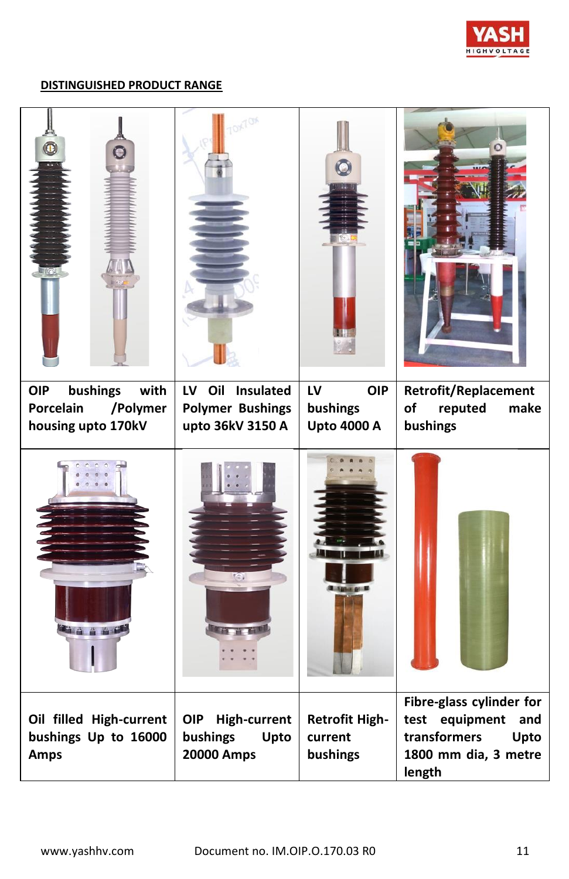## DISTINGUISHED PRODUCT RANGE

| | | | |
|---|---|---|---|
| **OIP bushings with Porcelain /Polymer housing upto 170kV** | **LV Oil Insulated Polymer Bushings upto 36kV 3150 A** | **LV OIP bushings Upto 4000 A** | **Retrofit/Replacement of reputed make bushings** |
| **Oil filled High-current bushings Up to 16000 Amps** | **OIP High-current bushings Upto 20000 Amps** | **Retrofit High-current bushings** | **Fibre-glass cylinder for test equipment and transformers Upto 1800 mm dia, 3 metre length** |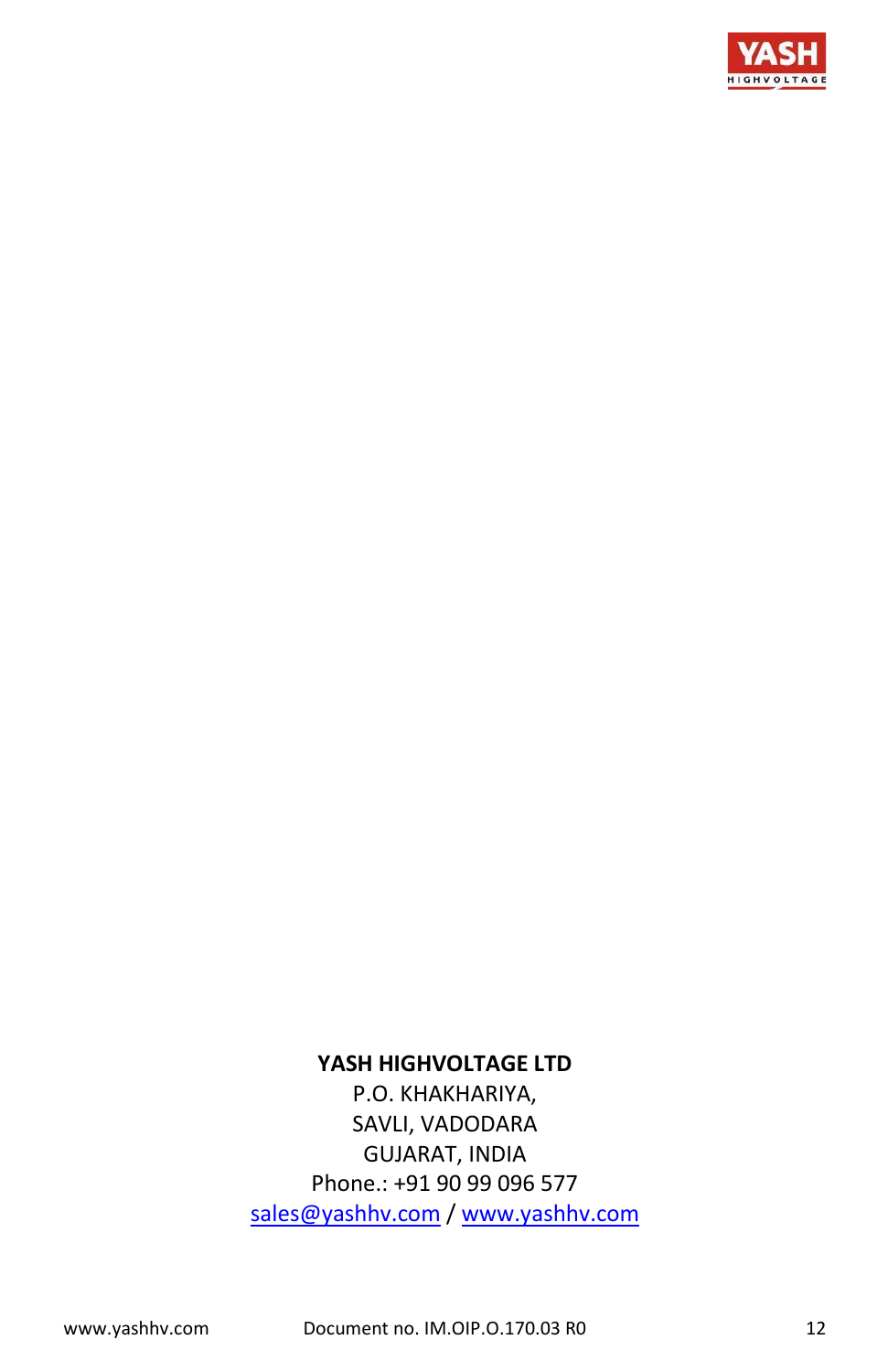**YASH HIGHVOLTAGE LTD**

P.O. KHAKHARIYA,

SAVLI, VADODARA

GUJARAT, INDIA

Phone.: +91 90 99 096 577

sales@yashhv.com / www.yashhv.com